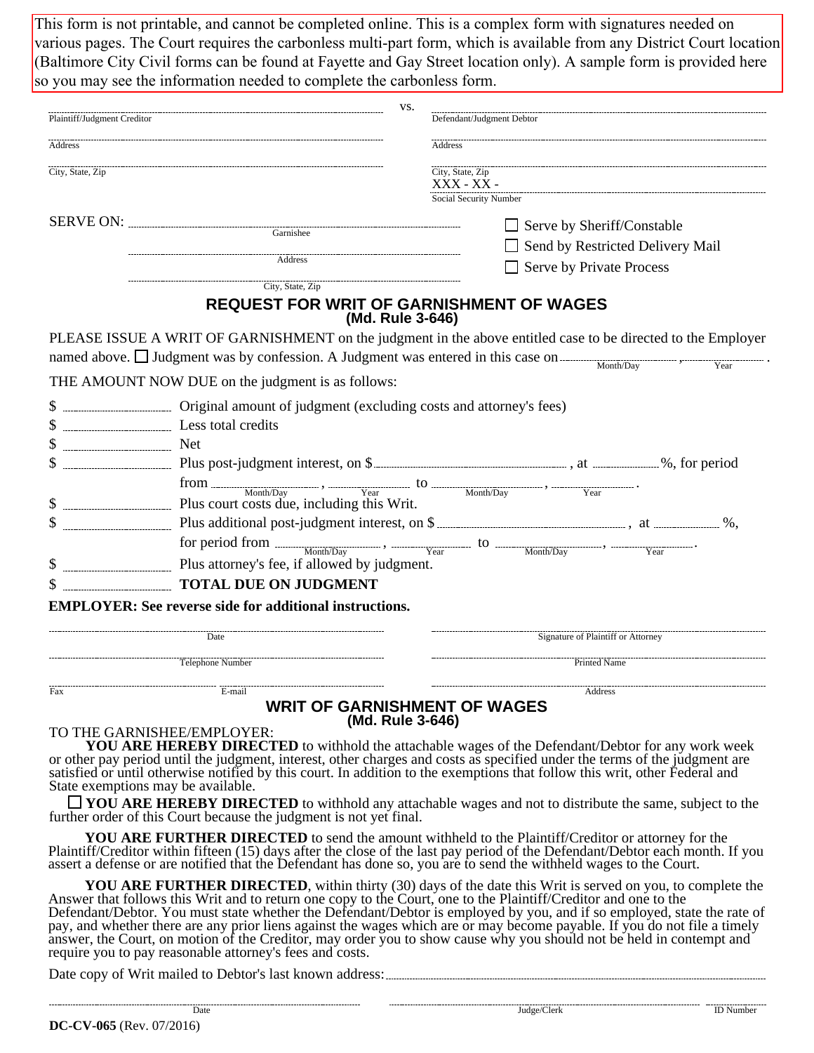This form is not printable, and cannot be completed online. This is a complex form with signatures needed on various pages. The Court requires the carbonless multi-part form, which is available from any District Court location (Baltimore City Civil forms can be found at Fayette and Gay Street location only). A sample form is provided here so you may see the information needed to complete the carbonless form.

| | vs. | |
|---|---|---|
| Plaintiff/Judgment Creditor | | Defendant/Judgment Debtor |
| Address | | Address |
| City, State, Zip | | City, State, Zip |
| | | XXX - XX - |
| | | Social Security Number |

SERVE ON: ____________________ Garnishee

____________________ Address

____________________ City, State, Zip

☐ Serve by Sheriff/Constable

☐ Send by Restricted Delivery Mail

☐ Serve by Private Process

## REQUEST FOR WRIT OF GARNISHMENT OF WAGES
### (Md. Rule 3-646)

PLEASE ISSUE A WRIT OF GARNISHMENT on the judgment in the above entitled case to be directed to the Employer named above. ☐ Judgment was by confession. A Judgment was entered in this case on __________ (Month/Day), ______ (Year).

THE AMOUNT NOW DUE on the judgment is as follows:

$ __________ Original amount of judgment (excluding costs and attorney's fees)

$ __________ Less total credits

$ __________ Net

$ __________ Plus post-judgment interest, on $__________, at ______%, for period from __________ (Month/Day), ______ (Year) to __________ (Month/Day), ______ (Year).

$ __________ Plus court costs due, including this Writ.

$ __________ Plus additional post-judgment interest, on $__________, at ______%, for period from __________ (Month/Day), ______ (Year) to __________ (Month/Day), ______ (Year).

$ __________ Plus attorney's fee, if allowed by judgment.

$ __________ **TOTAL DUE ON JUDGMENT**

**EMPLOYER: See reverse side for additional instructions.**

| | |
|---|---|
| Date | Signature of Plaintiff or Attorney |
| Telephone Number | Printed Name |
| Fax / E-mail | Address |

## WRIT OF GARNISHMENT OF WAGES
### (Md. Rule 3-646)

TO THE GARNISHEE/EMPLOYER:

**YOU ARE HEREBY DIRECTED** to withhold the attachable wages of the Defendant/Debtor for any work week or other pay period until the judgment, interest, other charges and costs as specified under the terms of the judgment are satisfied or until otherwise notified by this court. In addition to the exemptions that follow this writ, other Federal and State exemptions may be available.

☐ **YOU ARE HEREBY DIRECTED** to withhold any attachable wages and not to distribute the same, subject to the further order of this Court because the judgment is not yet final.

**YOU ARE FURTHER DIRECTED** to send the amount withheld to the Plaintiff/Creditor or attorney for the Plaintiff/Creditor within fifteen (15) days after the close of the last pay period of the Defendant/Debtor each month. If you assert a defense or are notified that the Defendant has done so, you are to send the withheld wages to the Court.

**YOU ARE FURTHER DIRECTED**, within thirty (30) days of the date this Writ is served on you, to complete the Answer that follows this Writ and to return one copy to the Court, one to the Plaintiff/Creditor and one to the Defendant/Debtor. You must state whether the Defendant/Debtor is employed by you, and if so employed, state the rate of pay, and whether there are any prior liens against the wages which are or may become payable. If you do not file a timely answer, the Court, on motion of the Creditor, may order you to show cause why you should not be held in contempt and require you to pay reasonable attorney's fees and costs.

Date copy of Writ mailed to Debtor's last known address: ____________________

| | | |
|---|---|---|
| Date | Judge/Clerk | ID Number |

**DC-CV-065** (Rev. 07/2016)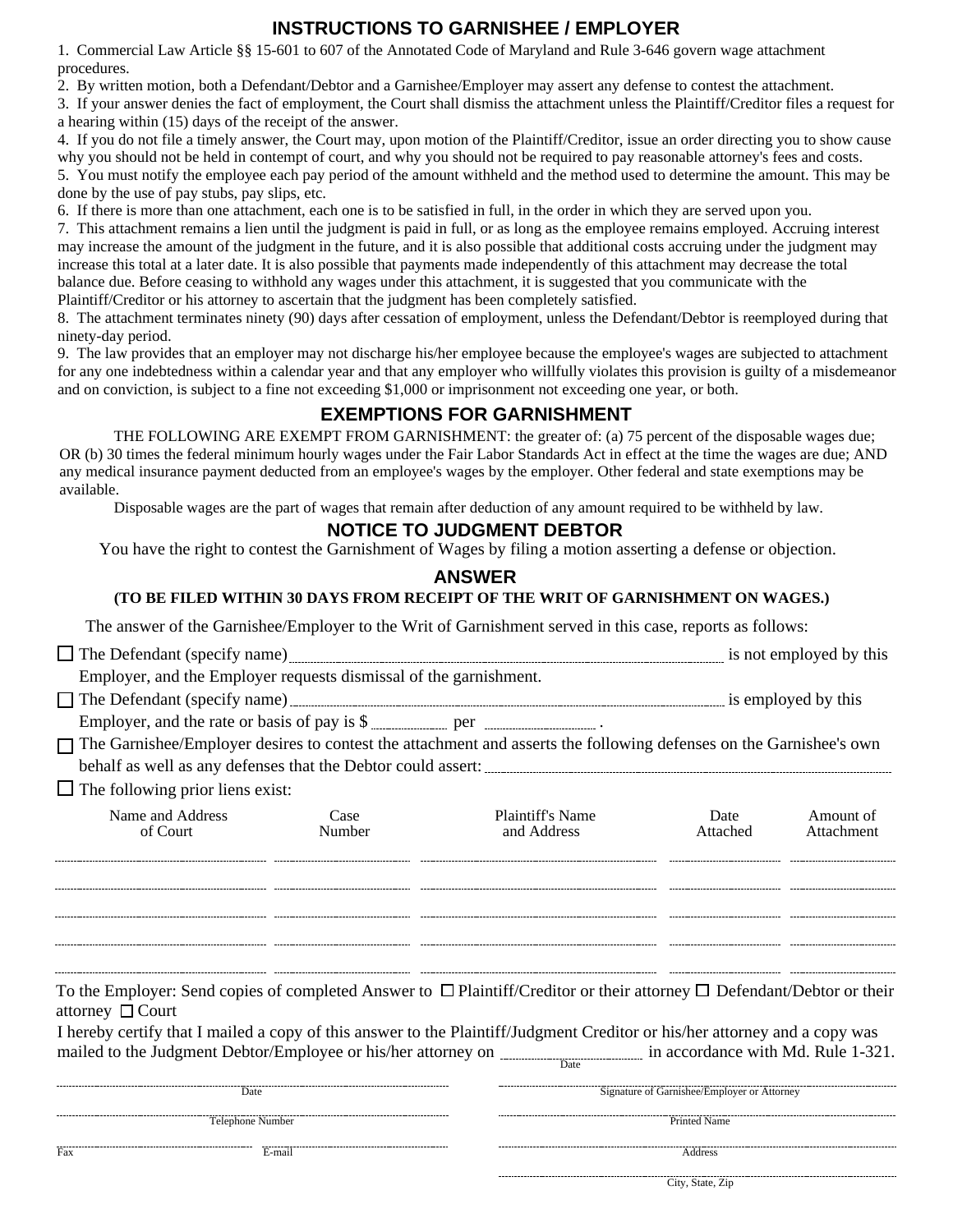## INSTRUCTIONS TO GARNISHEE / EMPLOYER

1. Commercial Law Article §§ 15-601 to 607 of the Annotated Code of Maryland and Rule 3-646 govern wage attachment procedures.
2. By written motion, both a Defendant/Debtor and a Garnishee/Employer may assert any defense to contest the attachment.
3. If your answer denies the fact of employment, the Court shall dismiss the attachment unless the Plaintiff/Creditor files a request for a hearing within (15) days of the receipt of the answer.
4. If you do not file a timely answer, the Court may, upon motion of the Plaintiff/Creditor, issue an order directing you to show cause why you should not be held in contempt of court, and why you should not be required to pay reasonable attorney's fees and costs.
5. You must notify the employee each pay period of the amount withheld and the method used to determine the amount. This may be done by the use of pay stubs, pay slips, etc.
6. If there is more than one attachment, each one is to be satisfied in full, in the order in which they are served upon you.
7. This attachment remains a lien until the judgment is paid in full, or as long as the employee remains employed. Accruing interest may increase the amount of the judgment in the future, and it is also possible that additional costs accruing under the judgment may increase this total at a later date. It is also possible that payments made independently of this attachment may decrease the total balance due. Before ceasing to withhold any wages under this attachment, it is suggested that you communicate with the Plaintiff/Creditor or his attorney to ascertain that the judgment has been completely satisfied.
8. The attachment terminates ninety (90) days after cessation of employment, unless the Defendant/Debtor is reemployed during that ninety-day period.
9. The law provides that an employer may not discharge his/her employee because the employee's wages are subjected to attachment for any one indebtedness within a calendar year and that any employer who willfully violates this provision is guilty of a misdemeanor and on conviction, is subject to a fine not exceeding $1,000 or imprisonment not exceeding one year, or both.

## EXEMPTIONS FOR GARNISHMENT

THE FOLLOWING ARE EXEMPT FROM GARNISHMENT: the greater of: (a) 75 percent of the disposable wages due; OR (b) 30 times the federal minimum hourly wages under the Fair Labor Standards Act in effect at the time the wages are due; AND any medical insurance payment deducted from an employee's wages by the employer. Other federal and state exemptions may be available.

Disposable wages are the part of wages that remain after deduction of any amount required to be withheld by law.

## NOTICE TO JUDGMENT DEBTOR

You have the right to contest the Garnishment of Wages by filing a motion asserting a defense or objection.

## ANSWER

**(TO BE FILED WITHIN 30 DAYS FROM RECEIPT OF THE WRIT OF GARNISHMENT ON WAGES.)**

The answer of the Garnishee/Employer to the Writ of Garnishment served in this case, reports as follows:

☐ The Defendant (specify name) ______________________ is not employed by this Employer, and the Employer requests dismissal of the garnishment.

☐ The Defendant (specify name) ______________________ is employed by this Employer, and the rate or basis of pay is $ ________ per ________ .

☐ The Garnishee/Employer desires to contest the attachment and asserts the following defenses on the Garnishee's own behalf as well as any defenses that the Debtor could assert: ______________________

☐ The following prior liens exist:

| Name and Address of Court | Case Number | Plaintiff's Name and Address | Date Attached | Amount of Attachment |
|---|---|---|---|---|
| | | | | |
| | | | | |
| | | | | |
| | | | | |
| | | | | |

To the Employer: Send copies of completed Answer to ☐ Plaintiff/Creditor or their attorney ☐ Defendant/Debtor or their attorney ☐ Court

I hereby certify that I mailed a copy of this answer to the Plaintiff/Judgment Creditor or his/her attorney and a copy was mailed to the Judgment Debtor/Employee or his/her attorney on ________ (Date) in accordance with Md. Rule 1-321.

______________________ Date

______________________ Signature of Garnishee/Employer or Attorney

______________________ Telephone Number

______________________ Printed Name

______________________ Fax

______________________ E-mail

______________________ Address

______________________ City, State, Zip